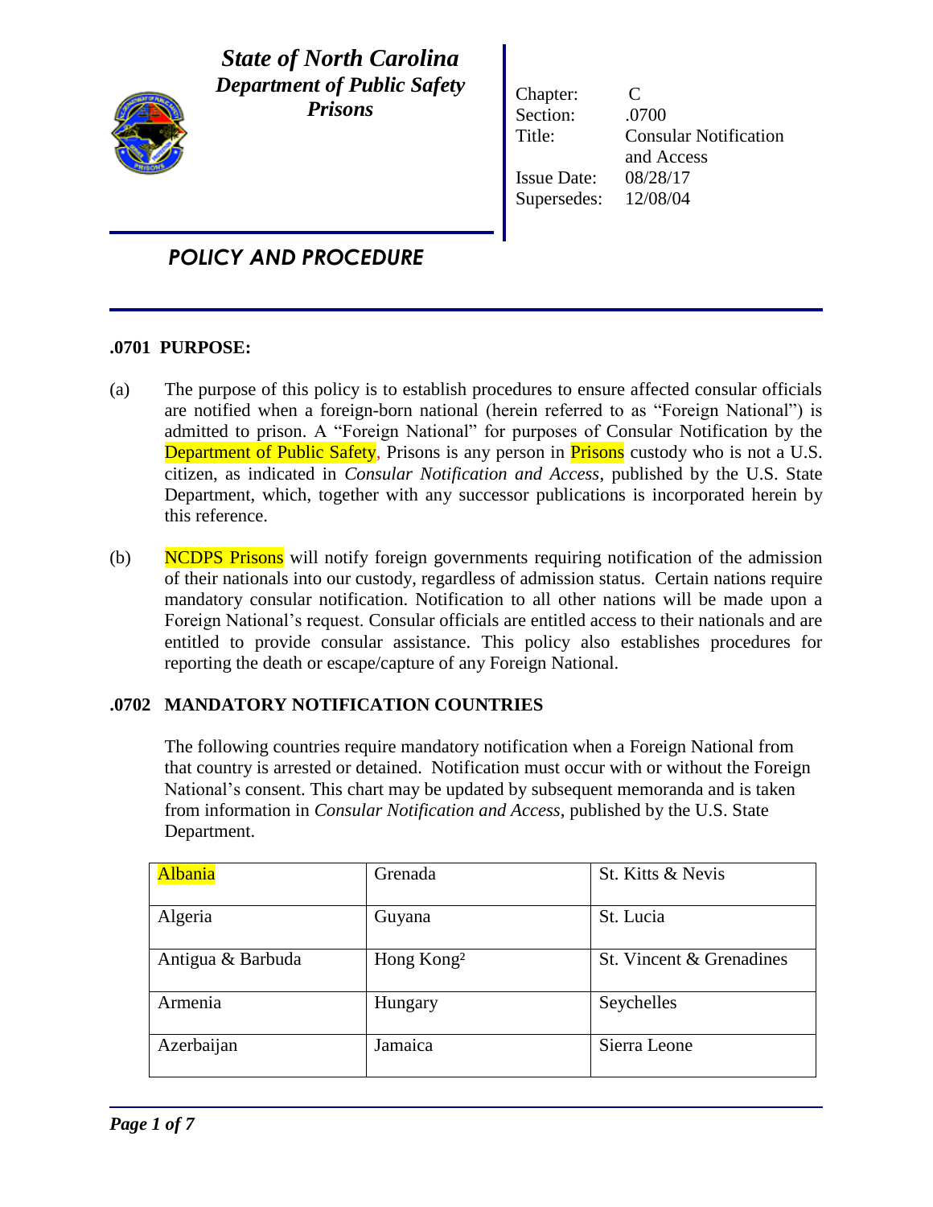# State of North Carolina
## Department of Public Safety
## Prisons

Chapter: C
Section: .0700
Title: Consular Notification and Access
Issue Date: 08/28/17
Supersedes: 12/08/04

## POLICY AND PROCEDURE

### .0701 PURPOSE:

(a) The purpose of this policy is to establish procedures to ensure affected consular officials are notified when a foreign-born national (herein referred to as "Foreign National") is admitted to prison. A "Foreign National" for purposes of Consular Notification by the Department of Public Safety, Prisons is any person in Prisons custody who is not a U.S. citizen, as indicated in *Consular Notification and Access*, published by the U.S. State Department, which, together with any successor publications is incorporated herein by this reference.

(b) NCDPS Prisons will notify foreign governments requiring notification of the admission of their nationals into our custody, regardless of admission status. Certain nations require mandatory consular notification. Notification to all other nations will be made upon a Foreign National's request. Consular officials are entitled access to their nationals and are entitled to provide consular assistance. This policy also establishes procedures for reporting the death or escape/capture of any Foreign National.

### .0702 MANDATORY NOTIFICATION COUNTRIES

The following countries require mandatory notification when a Foreign National from that country is arrested or detained. Notification must occur with or without the Foreign National's consent. This chart may be updated by subsequent memoranda and is taken from information in *Consular Notification and Access*, published by the U.S. State Department.

| | | |
|---|---|---|
| Albania | Grenada | St. Kitts & Nevis |
| Algeria | Guyana | St. Lucia |
| Antigua & Barbuda | Hong Kong[2] | St. Vincent & Grenadines |
| Armenia | Hungary | Seychelles |
| Azerbaijan | Jamaica | Sierra Leone |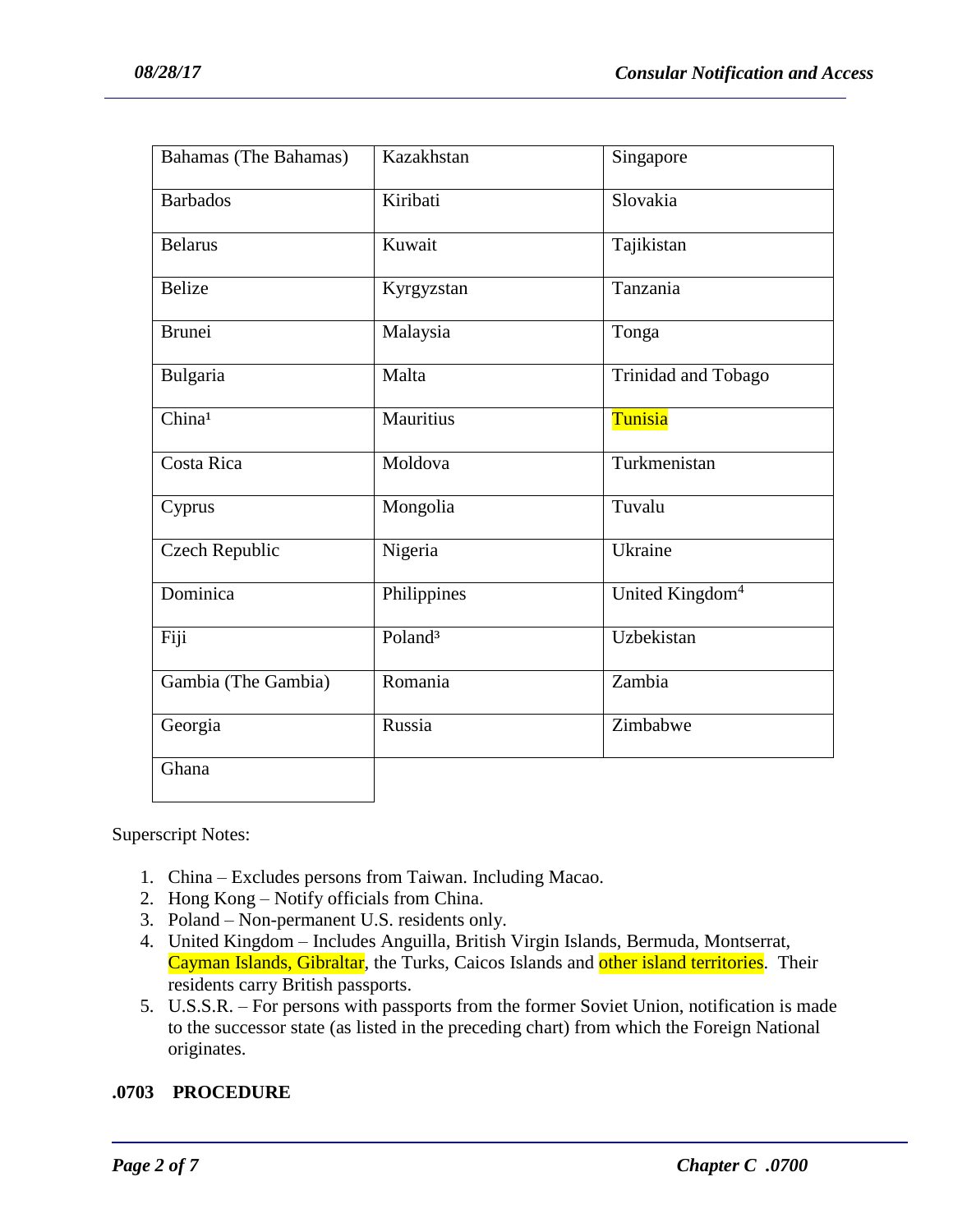| | | |
|---|---|---|
| Bahamas (The Bahamas) | Kazakhstan | Singapore |
| Barbados | Kiribati | Slovakia |
| Belarus | Kuwait | Tajikistan |
| Belize | Kyrgyzstan | Tanzania |
| Brunei | Malaysia | Tonga |
| Bulgaria | Malta | Trinidad and Tobago |
| China[1] | Mauritius | Tunisia |
| Costa Rica | Moldova | Turkmenistan |
| Cyprus | Mongolia | Tuvalu |
| Czech Republic | Nigeria | Ukraine |
| Dominica | Philippines | United Kingdom[4] |
| Fiji | Poland[3] | Uzbekistan |
| Gambia (The Gambia) | Romania | Zambia |
| Georgia | Russia | Zimbabwe |
| Ghana | | |

Superscript Notes:

1. China – Excludes persons from Taiwan. Including Macao.
2. Hong Kong – Notify officials from China.
3. Poland – Non-permanent U.S. residents only.
4. United Kingdom – Includes Anguilla, British Virgin Islands, Bermuda, Montserrat, Cayman Islands, Gibraltar, the Turks, Caicos Islands and other island territories. Their residents carry British passports.
5. U.S.S.R. – For persons with passports from the former Soviet Union, notification is made to the successor state (as listed in the preceding chart) from which the Foreign National originates.

**.0703 PROCEDURE**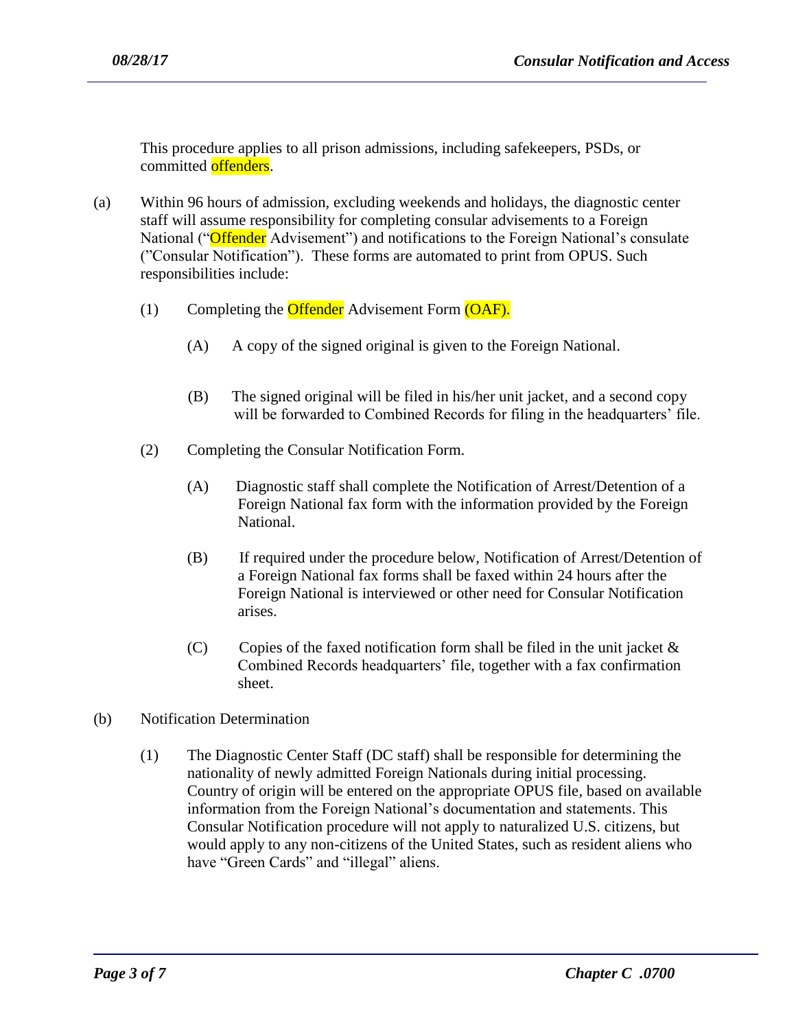This procedure applies to all prison admissions, including safekeepers, PSDs, or committed offenders.

(a) Within 96 hours of admission, excluding weekends and holidays, the diagnostic center staff will assume responsibility for completing consular advisements to a Foreign National ("Offender Advisement") and notifications to the Foreign National's consulate ("Consular Notification"). These forms are automated to print from OPUS. Such responsibilities include:

  (1) Completing the Offender Advisement Form (OAF).

    (A) A copy of the signed original is given to the Foreign National.

    (B) The signed original will be filed in his/her unit jacket, and a second copy will be forwarded to Combined Records for filing in the headquarters' file.

  (2) Completing the Consular Notification Form.

    (A) Diagnostic staff shall complete the Notification of Arrest/Detention of a Foreign National fax form with the information provided by the Foreign National.

    (B) If required under the procedure below, Notification of Arrest/Detention of a Foreign National fax forms shall be faxed within 24 hours after the Foreign National is interviewed or other need for Consular Notification arises.

    (C) Copies of the faxed notification form shall be filed in the unit jacket & Combined Records headquarters' file, together with a fax confirmation sheet.

(b) Notification Determination

  (1) The Diagnostic Center Staff (DC staff) shall be responsible for determining the nationality of newly admitted Foreign Nationals during initial processing. Country of origin will be entered on the appropriate OPUS file, based on available information from the Foreign National's documentation and statements. This Consular Notification procedure will not apply to naturalized U.S. citizens, but would apply to any non-citizens of the United States, such as resident aliens who have "Green Cards" and "illegal" aliens.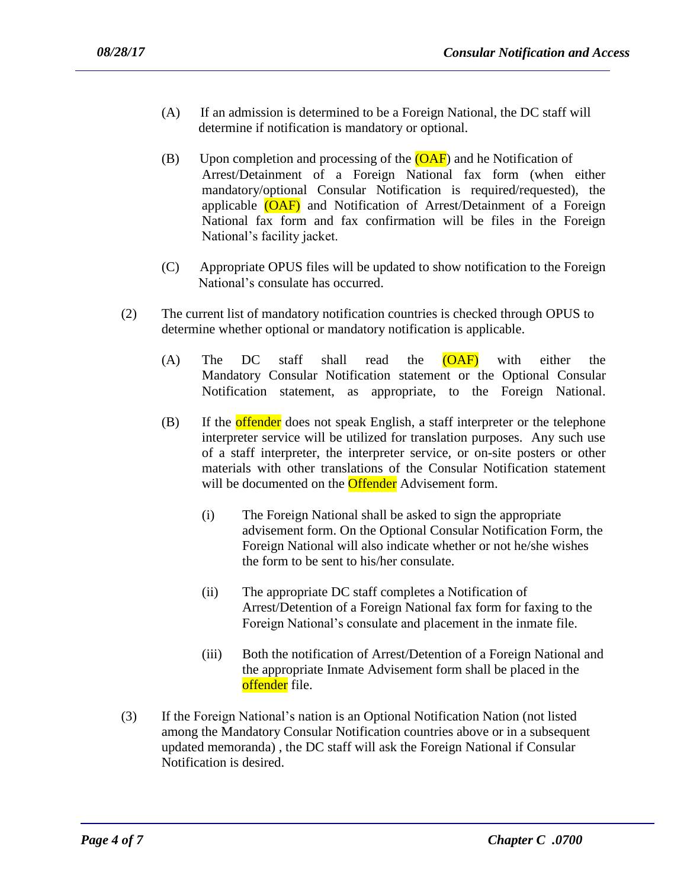(A) If an admission is determined to be a Foreign National, the DC staff will determine if notification is mandatory or optional.

(B) Upon completion and processing of the (OAF) and he Notification of Arrest/Detainment of a Foreign National fax form (when either mandatory/optional Consular Notification is required/requested), the applicable (OAF) and Notification of Arrest/Detainment of a Foreign National fax form and fax confirmation will be files in the Foreign National's facility jacket.

(C) Appropriate OPUS files will be updated to show notification to the Foreign National's consulate has occurred.

(2) The current list of mandatory notification countries is checked through OPUS to determine whether optional or mandatory notification is applicable.

(A) The DC staff shall read the (OAF) with either the Mandatory Consular Notification statement or the Optional Consular Notification statement, as appropriate, to the Foreign National.

(B) If the offender does not speak English, a staff interpreter or the telephone interpreter service will be utilized for translation purposes. Any such use of a staff interpreter, the interpreter service, or on-site posters or other materials with other translations of the Consular Notification statement will be documented on the Offender Advisement form.

(i) The Foreign National shall be asked to sign the appropriate advisement form. On the Optional Consular Notification Form, the Foreign National will also indicate whether or not he/she wishes the form to be sent to his/her consulate.

(ii) The appropriate DC staff completes a Notification of Arrest/Detention of a Foreign National fax form for faxing to the Foreign National's consulate and placement in the inmate file.

(iii) Both the notification of Arrest/Detention of a Foreign National and the appropriate Inmate Advisement form shall be placed in the offender file.

(3) If the Foreign National's nation is an Optional Notification Nation (not listed among the Mandatory Consular Notification countries above or in a subsequent updated memoranda) , the DC staff will ask the Foreign National if Consular Notification is desired.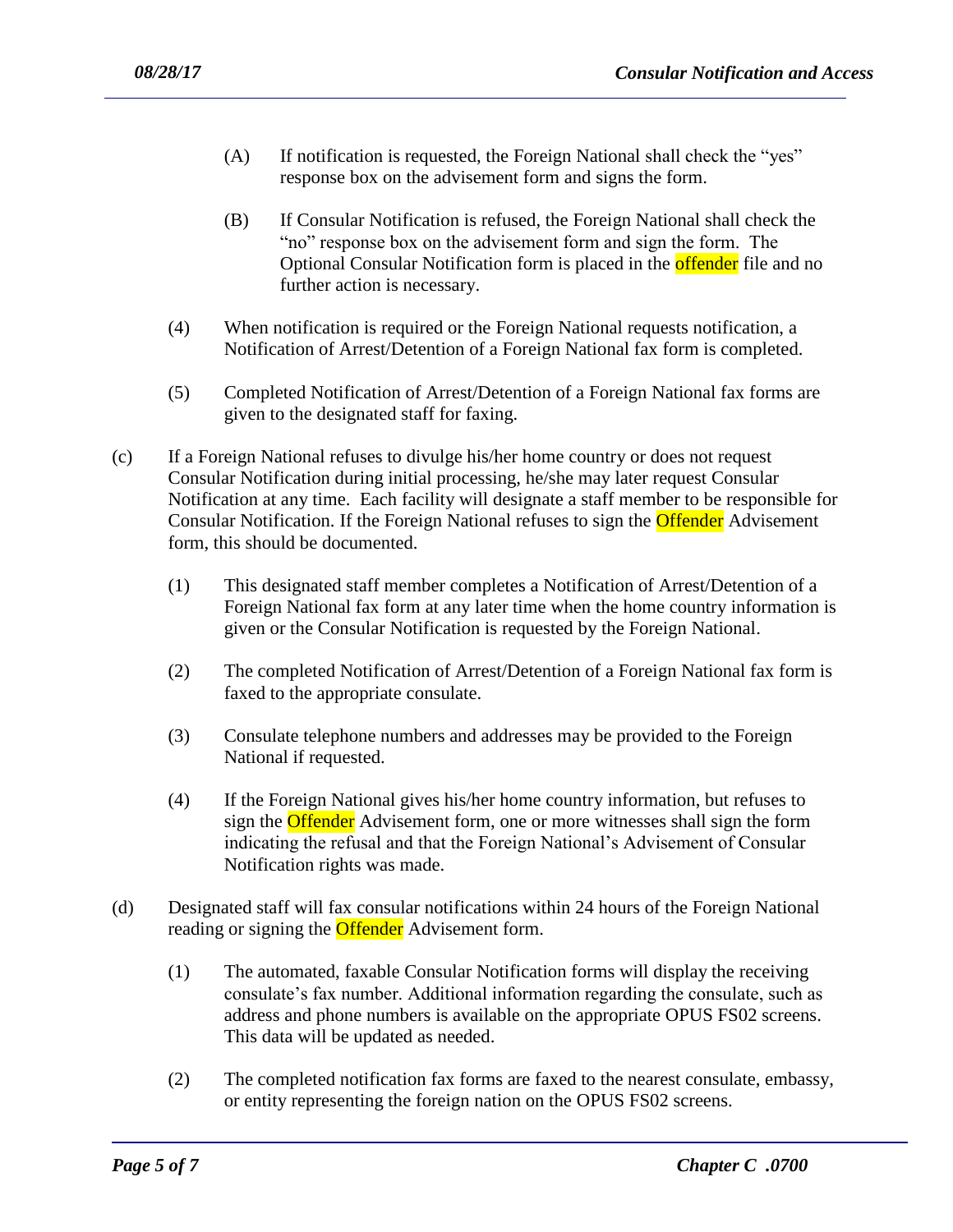(A) If notification is requested, the Foreign National shall check the "yes" response box on the advisement form and signs the form.

(B) If Consular Notification is refused, the Foreign National shall check the "no" response box on the advisement form and sign the form. The Optional Consular Notification form is placed in the offender file and no further action is necessary.

(4) When notification is required or the Foreign National requests notification, a Notification of Arrest/Detention of a Foreign National fax form is completed.

(5) Completed Notification of Arrest/Detention of a Foreign National fax forms are given to the designated staff for faxing.

(c) If a Foreign National refuses to divulge his/her home country or does not request Consular Notification during initial processing, he/she may later request Consular Notification at any time. Each facility will designate a staff member to be responsible for Consular Notification. If the Foreign National refuses to sign the Offender Advisement form, this should be documented.

(1) This designated staff member completes a Notification of Arrest/Detention of a Foreign National fax form at any later time when the home country information is given or the Consular Notification is requested by the Foreign National.

(2) The completed Notification of Arrest/Detention of a Foreign National fax form is faxed to the appropriate consulate.

(3) Consulate telephone numbers and addresses may be provided to the Foreign National if requested.

(4) If the Foreign National gives his/her home country information, but refuses to sign the Offender Advisement form, one or more witnesses shall sign the form indicating the refusal and that the Foreign National's Advisement of Consular Notification rights was made.

(d) Designated staff will fax consular notifications within 24 hours of the Foreign National reading or signing the Offender Advisement form.

(1) The automated, faxable Consular Notification forms will display the receiving consulate's fax number. Additional information regarding the consulate, such as address and phone numbers is available on the appropriate OPUS FS02 screens. This data will be updated as needed.

(2) The completed notification fax forms are faxed to the nearest consulate, embassy, or entity representing the foreign nation on the OPUS FS02 screens.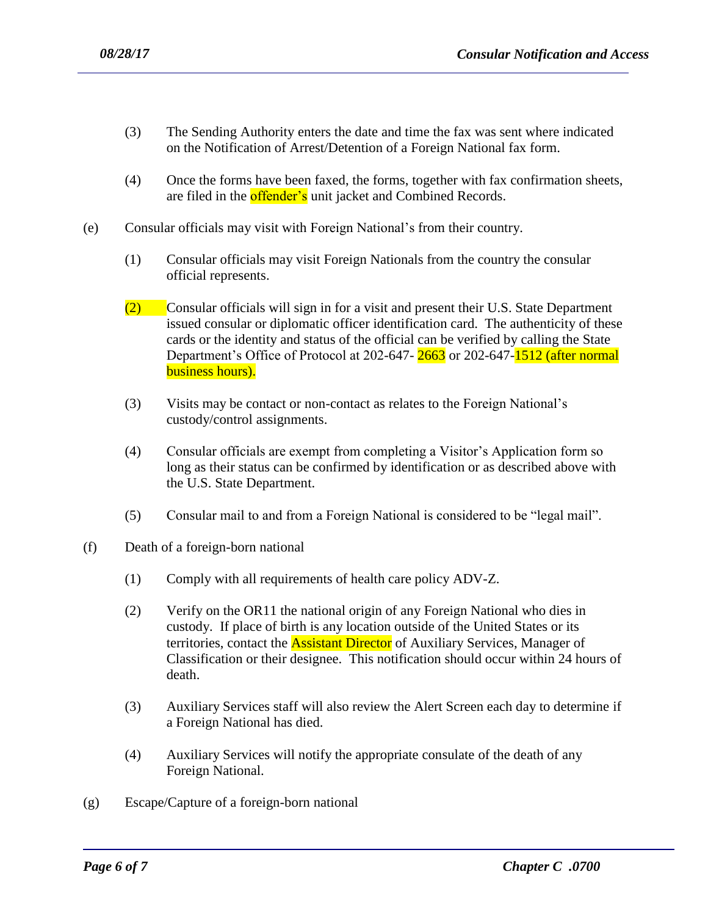(3) The Sending Authority enters the date and time the fax was sent where indicated on the Notification of Arrest/Detention of a Foreign National fax form.

(4) Once the forms have been faxed, the forms, together with fax confirmation sheets, are filed in the offender's unit jacket and Combined Records.

(e) Consular officials may visit with Foreign National's from their country.

(1) Consular officials may visit Foreign Nationals from the country the consular official represents.

(2) Consular officials will sign in for a visit and present their U.S. State Department issued consular or diplomatic officer identification card. The authenticity of these cards or the identity and status of the official can be verified by calling the State Department's Office of Protocol at 202-647- 2663 or 202-647-1512 (after normal business hours).

(3) Visits may be contact or non-contact as relates to the Foreign National's custody/control assignments.

(4) Consular officials are exempt from completing a Visitor's Application form so long as their status can be confirmed by identification or as described above with the U.S. State Department.

(5) Consular mail to and from a Foreign National is considered to be "legal mail".

(f) Death of a foreign-born national

(1) Comply with all requirements of health care policy ADV-Z.

(2) Verify on the OR11 the national origin of any Foreign National who dies in custody. If place of birth is any location outside of the United States or its territories, contact the Assistant Director of Auxiliary Services, Manager of Classification or their designee. This notification should occur within 24 hours of death.

(3) Auxiliary Services staff will also review the Alert Screen each day to determine if a Foreign National has died.

(4) Auxiliary Services will notify the appropriate consulate of the death of any Foreign National.

(g) Escape/Capture of a foreign-born national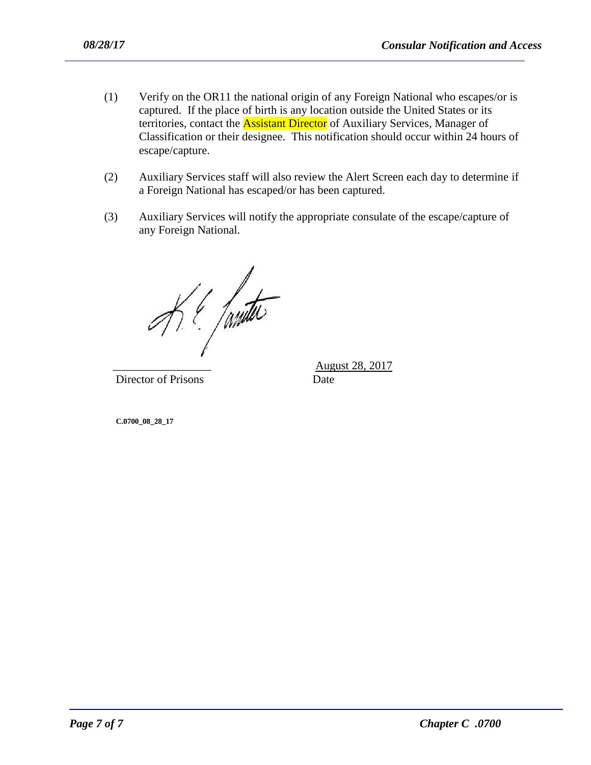(1) Verify on the OR11 the national origin of any Foreign National who escapes/or is captured. If the place of birth is any location outside the United States or its territories, contact the Assistant Director of Auxiliary Services, Manager of Classification or their designee. This notification should occur within 24 hours of escape/capture.

(2) Auxiliary Services staff will also review the Alert Screen each day to determine if a Foreign National has escaped/or has been captured.

(3) Auxiliary Services will notify the appropriate consulate of the escape/capture of any Foreign National.

\_\_\_\_\_\_\_\_\_\_\_\_\_\_\_\_ August 28, 2017

Director of Prisons Date

**C.0700_08_28_17**